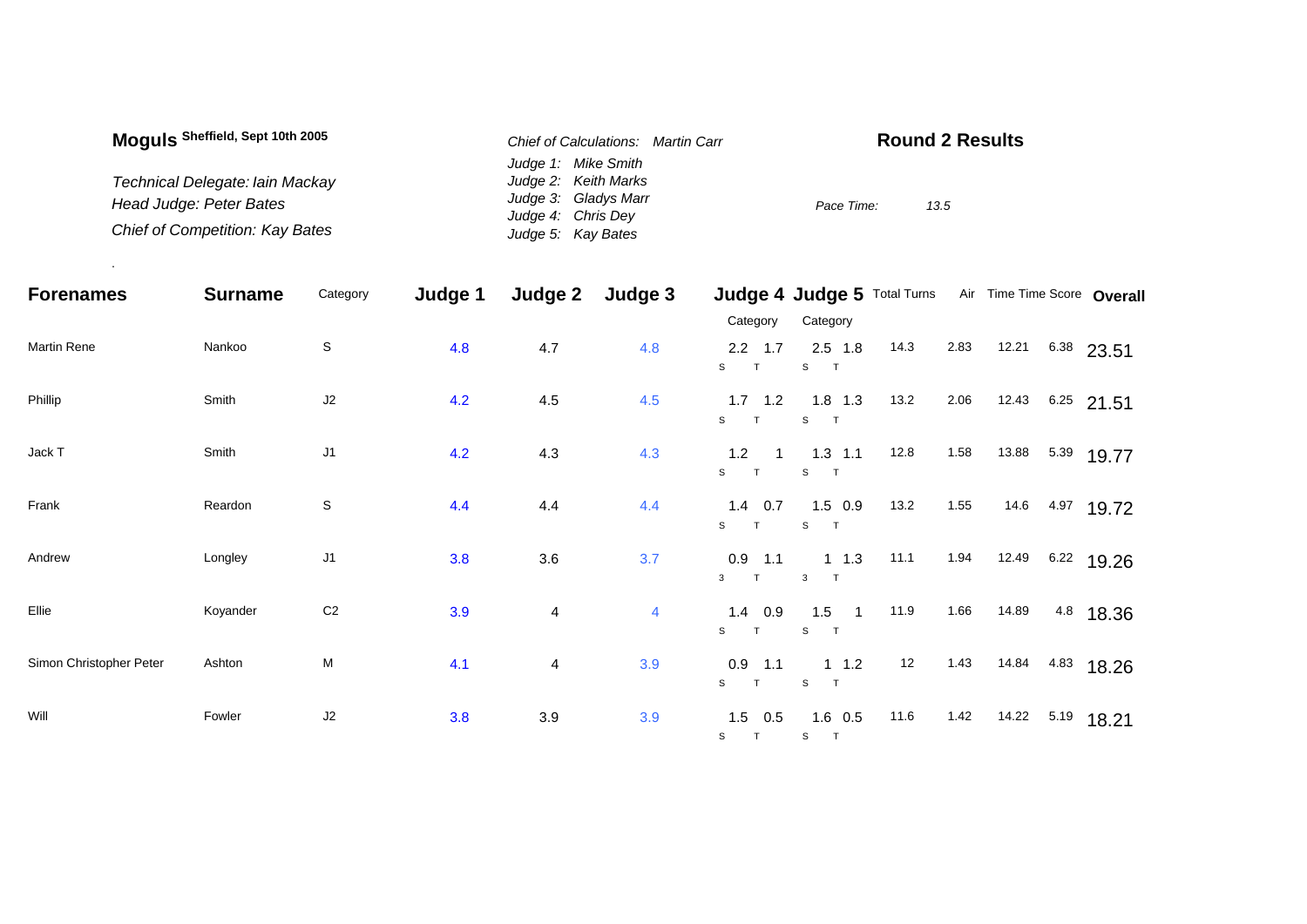**Moguls** Sheffield, Sept 10th 2005

*Technical Delegate: Iain Mackay*
*Head Judge: Peter Bates*
*Chief of Competition: Kay Bates*

*Chief of Calculations: Martin Carr*
*Judge 1: Mike Smith*
*Judge 2: Keith Marks*
*Judge 3: Gladys Marr*
*Judge 4: Chris Dey*
*Judge 5: Kay Bates*

**Round 2 Results**

*Pace Time:* 13.5

| Forenames | Surname | Category | Judge 1 | Judge 2 | Judge 3 | Judge 4 Category | | Judge 5 Category | | Total Turns | Air | Time | Time Score | Overall |
|---|---|---|---|---|---|---|---|---|---|---|---|---|---|---|
| | | | | | | S | T | S | T | | | | | |
| Martin Rene | Nankoo | S | 4.8 | 4.7 | 4.8 | 2.2 | 1.7 | 2.5 | 1.8 | 14.3 | 2.83 | 12.21 | 6.38 | 23.51 |
| Phillip | Smith | J2 | 4.2 | 4.5 | 4.5 | 1.7 | 1.2 | 1.8 | 1.3 | 13.2 | 2.06 | 12.43 | 6.25 | 21.51 |
| Jack T | Smith | J1 | 4.2 | 4.3 | 4.3 | 1.2 | 1 | 1.3 | 1.1 | 12.8 | 1.58 | 13.88 | 5.39 | 19.77 |
| Frank | Reardon | S | 4.4 | 4.4 | 4.4 | 1.4 | 0.7 | 1.5 | 0.9 | 13.2 | 1.55 | 14.6 | 4.97 | 19.72 |
| Andrew | Longley | J1 | 3.8 | 3.6 | 3.7 | 0.9 | 1.1 | 1 | 1.3 | 11.1 | 1.94 | 12.49 | 6.22 | 19.26 |
| Ellie | Koyander | C2 | 3.9 | 4 | 4 | 1.4 | 0.9 | 1.5 | 1 | 11.9 | 1.66 | 14.89 | 4.8 | 18.36 |
| Simon Christopher Peter | Ashton | M | 4.1 | 4 | 3.9 | 0.9 | 1.1 | 1 | 1.2 | 12 | 1.43 | 14.84 | 4.83 | 18.26 |
| Will | Fowler | J2 | 3.8 | 3.9 | 3.9 | 1.5 | 0.5 | 1.6 | 0.5 | 11.6 | 1.42 | 14.22 | 5.19 | 18.21 |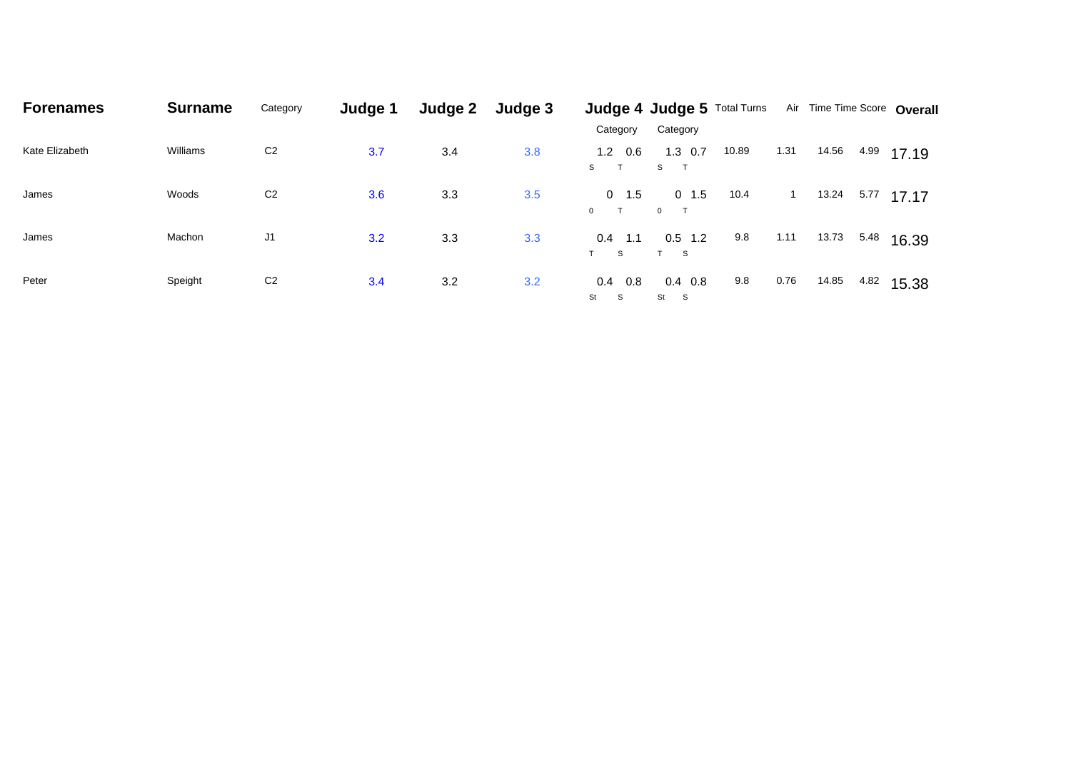| Forenames | Surname | Category | Judge 1 | Judge 2 | Judge 3 | Judge 4 Category | | Judge 5 Category | | Total Turns | Air | Time | Time Score | Overall |
|---|---|---|---|---|---|---|---|---|---|---|---|---|---|---|
| Kate Elizabeth | Williams | C2 | 3.7 | 3.4 | 3.8 | 1.2 S | 0.6 T | 1.3 S | 0.7 T | 10.89 | 1.31 | 14.56 | 4.99 | 17.19 |
| James | Woods | C2 | 3.6 | 3.3 | 3.5 | 0 0 | 1.5 T | 0 0 | 1.5 T | 10.4 | 1 | 13.24 | 5.77 | 17.17 |
| James | Machon | J1 | 3.2 | 3.3 | 3.3 | 0.4 T | 1.1 S | 0.5 T | 1.2 S | 9.8 | 1.11 | 13.73 | 5.48 | 16.39 |
| Peter | Speight | C2 | 3.4 | 3.2 | 3.2 | 0.4 St | 0.8 S | 0.4 St | 0.8 S | 9.8 | 0.76 | 14.85 | 4.82 | 15.38 |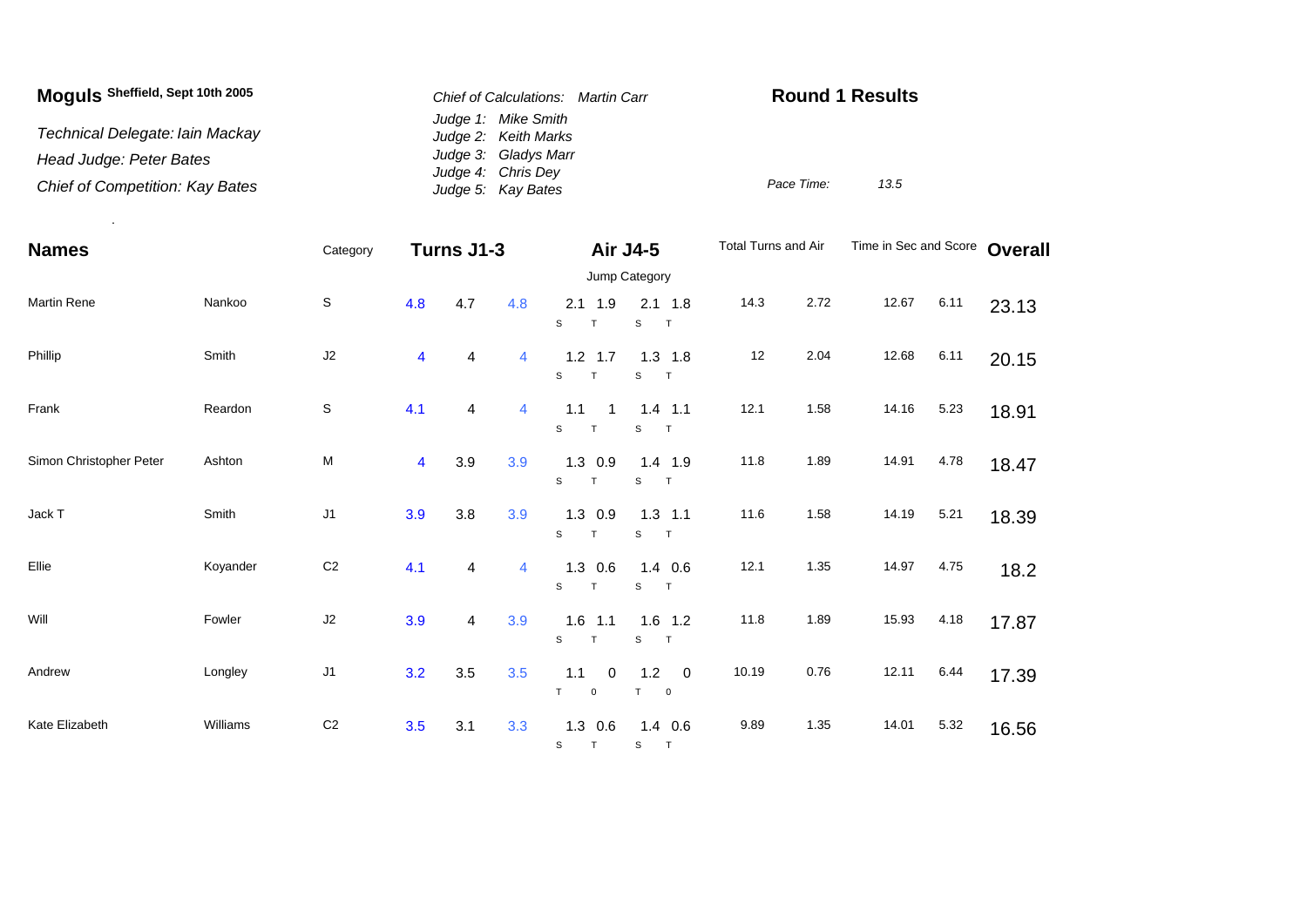**Moguls** Sheffield, Sept 10th 2005

*Technical Delegate: Iain Mackay*
*Head Judge: Peter Bates*
*Chief of Competition: Kay Bates*

*Chief of Calculations: Martin Carr*
*Judge 1: Mike Smith*
*Judge 2: Keith Marks*
*Judge 3: Gladys Marr*
*Judge 4: Chris Dey*
*Judge 5: Kay Bates*

**Round 1 Results**

*Pace Time:* *13.5*

| **Names** | | Category | **Turns J1-3** | | | **Air J4-5** | | | | Total Turns and Air | | Time in Sec and Score | | **Overall** |
|---|---|---|---|---|---|---|---|---|---|---|---|---|---|---|
| | | | | | | Jump Category | | | | | | | | |
| Martin Rene | Nankoo | S | 4.8 | 4.7 | 4.8 | 2.1 S | 1.9 T | 2.1 S | 1.8 T | 14.3 | 2.72 | 12.67 | 6.11 | 23.13 |
| Phillip | Smith | J2 | 4 | 4 | 4 | 1.2 S | 1.7 T | 1.3 S | 1.8 T | 12 | 2.04 | 12.68 | 6.11 | 20.15 |
| Frank | Reardon | S | 4.1 | 4 | 4 | 1.1 S | 1 T | 1.4 S | 1.1 T | 12.1 | 1.58 | 14.16 | 5.23 | 18.91 |
| Simon Christopher Peter | Ashton | M | 4 | 3.9 | 3.9 | 1.3 S | 0.9 T | 1.4 S | 1.9 T | 11.8 | 1.89 | 14.91 | 4.78 | 18.47 |
| Jack T | Smith | J1 | 3.9 | 3.8 | 3.9 | 1.3 S | 0.9 T | 1.3 S | 1.1 T | 11.6 | 1.58 | 14.19 | 5.21 | 18.39 |
| Ellie | Koyander | C2 | 4.1 | 4 | 4 | 1.3 S | 0.6 T | 1.4 S | 0.6 T | 12.1 | 1.35 | 14.97 | 4.75 | 18.2 |
| Will | Fowler | J2 | 3.9 | 4 | 3.9 | 1.6 S | 1.1 T | 1.6 S | 1.2 T | 11.8 | 1.89 | 15.93 | 4.18 | 17.87 |
| Andrew | Longley | J1 | 3.2 | 3.5 | 3.5 | 1.1 T | 0 0 | 1.2 T | 0 0 | 10.19 | 0.76 | 12.11 | 6.44 | 17.39 |
| Kate Elizabeth | Williams | C2 | 3.5 | 3.1 | 3.3 | 1.3 S | 0.6 T | 1.4 S | 0.6 T | 9.89 | 1.35 | 14.01 | 5.32 | 16.56 |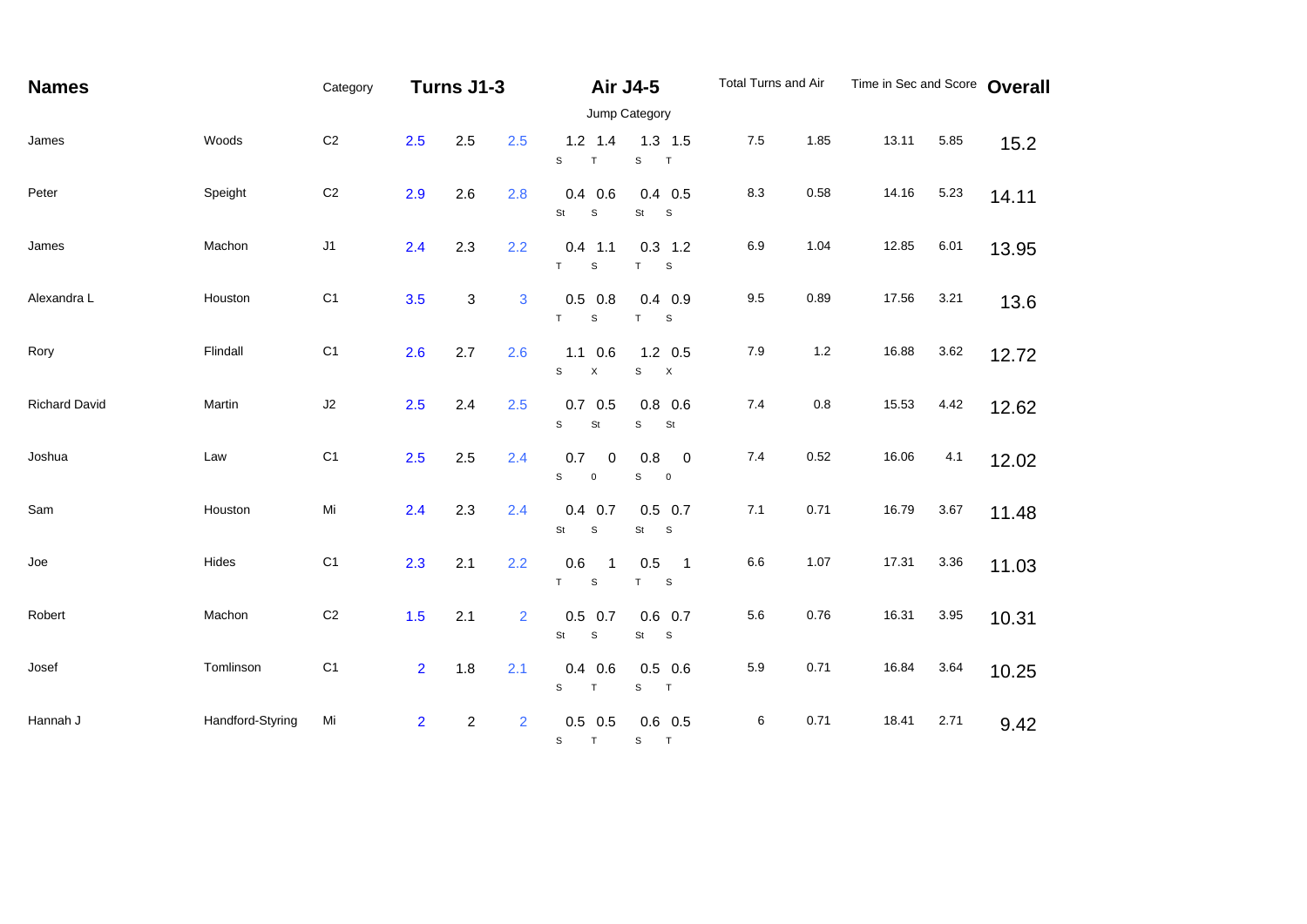| Names | | Category | Turns J1-3 | | | Air J4-5 | | | | Total Turns and Air | | Time in Sec and Score | | Overall |
|---|---|---|---|---|---|---|---|---|---|---|---|---|---|---|
| | | | | | | Jump Category | | | | | | | | |
| James | Woods | C2 | 2.5 | 2.5 | 2.5 | 1.2 S | 1.4 T | 1.3 S | 1.5 T | 7.5 | 1.85 | 13.11 | 5.85 | 15.2 |
| Peter | Speight | C2 | 2.9 | 2.6 | 2.8 | 0.4 St | 0.6 S | 0.4 St | 0.5 S | 8.3 | 0.58 | 14.16 | 5.23 | 14.11 |
| James | Machon | J1 | 2.4 | 2.3 | 2.2 | 0.4 T | 1.1 S | 0.3 T | 1.2 S | 6.9 | 1.04 | 12.85 | 6.01 | 13.95 |
| Alexandra L | Houston | C1 | 3.5 | 3 | 3 | 0.5 T | 0.8 S | 0.4 T | 0.9 S | 9.5 | 0.89 | 17.56 | 3.21 | 13.6 |
| Rory | Flindall | C1 | 2.6 | 2.7 | 2.6 | 1.1 S | 0.6 X | 1.2 S | 0.5 X | 7.9 | 1.2 | 16.88 | 3.62 | 12.72 |
| Richard David | Martin | J2 | 2.5 | 2.4 | 2.5 | 0.7 S | 0.5 St | 0.8 S | 0.6 St | 7.4 | 0.8 | 15.53 | 4.42 | 12.62 |
| Joshua | Law | C1 | 2.5 | 2.5 | 2.4 | 0.7 S | 0 0 | 0.8 S | 0 0 | 7.4 | 0.52 | 16.06 | 4.1 | 12.02 |
| Sam | Houston | Mi | 2.4 | 2.3 | 2.4 | 0.4 St | 0.7 S | 0.5 St | 0.7 S | 7.1 | 0.71 | 16.79 | 3.67 | 11.48 |
| Joe | Hides | C1 | 2.3 | 2.1 | 2.2 | 0.6 T | 1 S | 0.5 T | 1 S | 6.6 | 1.07 | 17.31 | 3.36 | 11.03 |
| Robert | Machon | C2 | 1.5 | 2.1 | 2 | 0.5 St | 0.7 S | 0.6 St | 0.7 S | 5.6 | 0.76 | 16.31 | 3.95 | 10.31 |
| Josef | Tomlinson | C1 | 2 | 1.8 | 2.1 | 0.4 S | 0.6 T | 0.5 S | 0.6 T | 5.9 | 0.71 | 16.84 | 3.64 | 10.25 |
| Hannah J | Handford-Styring | Mi | 2 | 2 | 2 | 0.5 S | 0.5 T | 0.6 S | 0.5 T | 6 | 0.71 | 18.41 | 2.71 | 9.42 |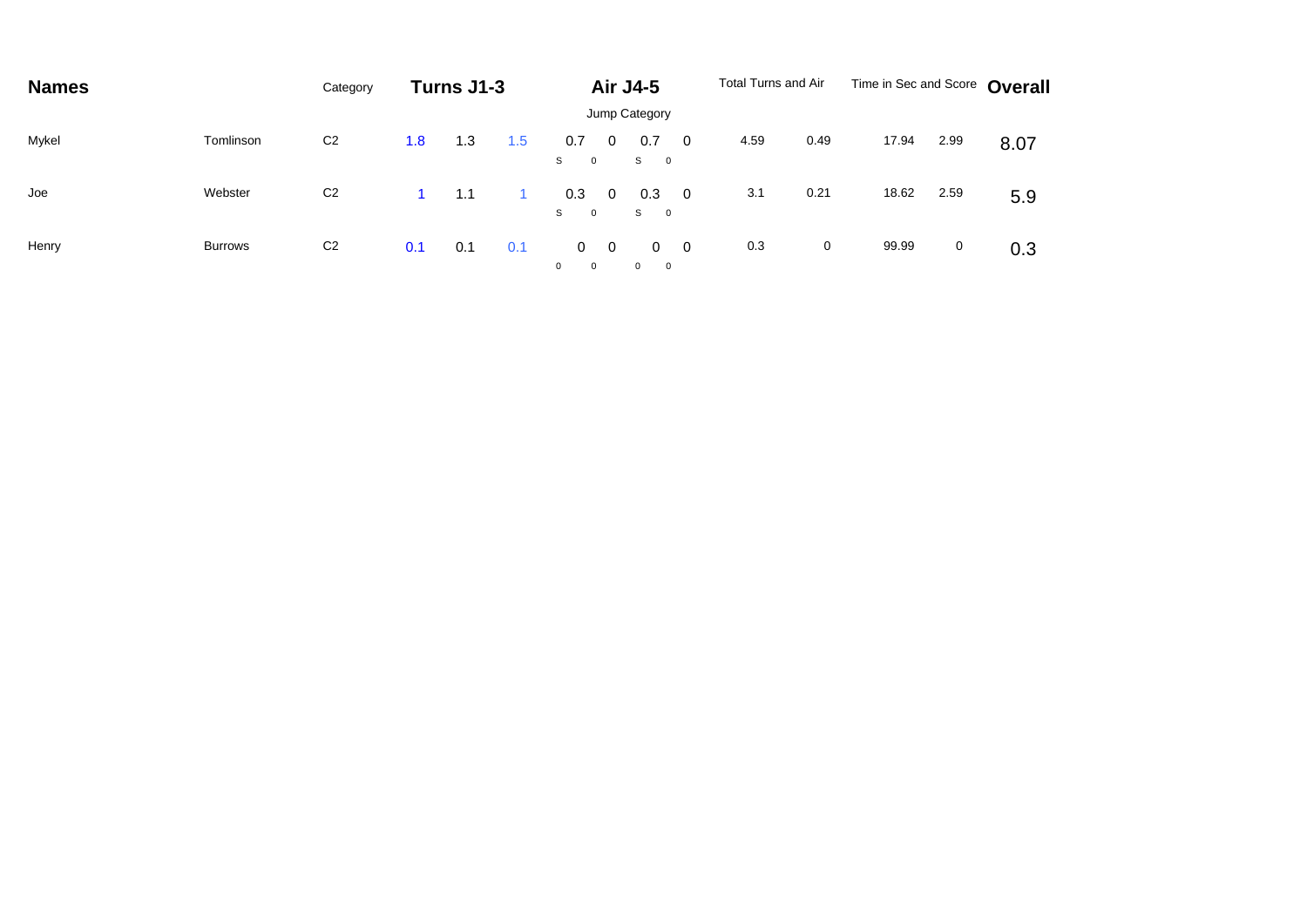| Names | | Category | Turns J1-3 | | | Air J4-5 | | | | Total Turns and Air | | Time in Sec and Score | | Overall |
|---|---|---|---|---|---|---|---|---|---|---|---|---|---|---|
| | | | | | | Jump Category | | | | | | | | |
| Mykel | Tomlinson | C2 | 1.8 | 1.3 | 1.5 | 0.7<br>S 0 | 0 | 0.7<br>S 0 | 0 | 4.59 | 0.49 | 17.94 | 2.99 | 8.07 |
| Joe | Webster | C2 | 1 | 1.1 | 1 | 0.3<br>S 0 | 0 | 0.3<br>S 0 | 0 | 3.1 | 0.21 | 18.62 | 2.59 | 5.9 |
| Henry | Burrows | C2 | 0.1 | 0.1 | 0.1 | 0<br>0 0 | 0 | 0<br>0 0 | 0 | 0.3 | 0 | 99.99 | 0 | 0.3 |